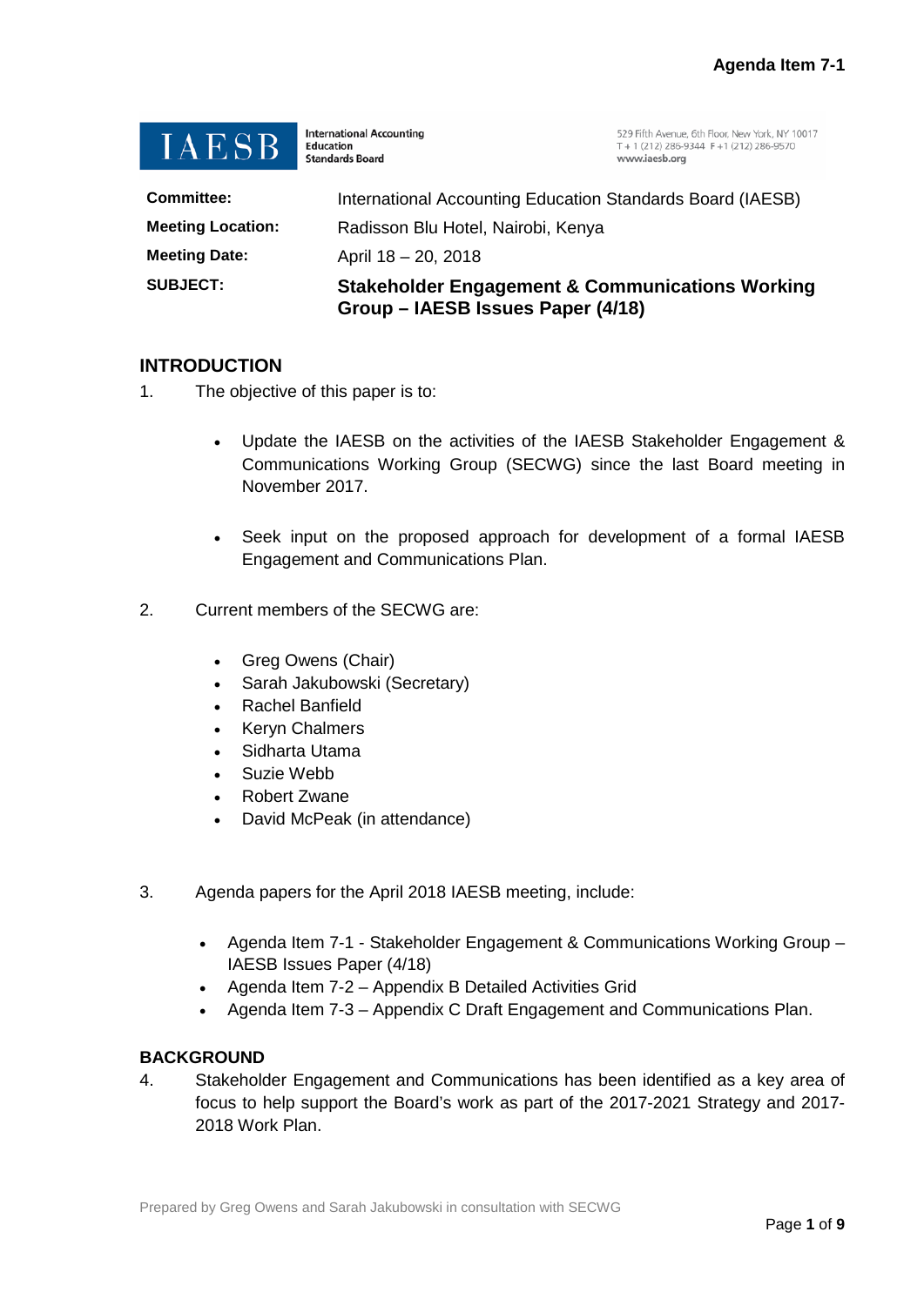Agenda Item 7-1

**IAESB** International Accounting Education Standards Board

529 Fifth Avenue, 6th Floor, New York, NY 10017
T + 1 (212) 286-9344 F +1 (212) 286-9570
www.iaesb.org

| | |
|---|---|
| **Committee:** | International Accounting Education Standards Board (IAESB) |
| **Meeting Location:** | Radisson Blu Hotel, Nairobi, Kenya |
| **Meeting Date:** | April 18 – 20, 2018 |
| **SUBJECT:** | **Stakeholder Engagement & Communications Working Group – IAESB Issues Paper (4/18)** |

## INTRODUCTION

1. The objective of this paper is to:

   - Update the IAESB on the activities of the IAESB Stakeholder Engagement & Communications Working Group (SECWG) since the last Board meeting in November 2017.
   - Seek input on the proposed approach for development of a formal IAESB Engagement and Communications Plan.

2. Current members of the SECWG are:

   - Greg Owens (Chair)
   - Sarah Jakubowski (Secretary)
   - Rachel Banfield
   - Keryn Chalmers
   - Sidharta Utama
   - Suzie Webb
   - Robert Zwane
   - David McPeak (in attendance)

3. Agenda papers for the April 2018 IAESB meeting, include:

   - Agenda Item 7-1 - Stakeholder Engagement & Communications Working Group – IAESB Issues Paper (4/18)
   - Agenda Item 7-2 – Appendix B Detailed Activities Grid
   - Agenda Item 7-3 – Appendix C Draft Engagement and Communications Plan.

## BACKGROUND

4. Stakeholder Engagement and Communications has been identified as a key area of focus to help support the Board's work as part of the 2017-2021 Strategy and 2017-2018 Work Plan.

Prepared by Greg Owens and Sarah Jakubowski in consultation with SECWG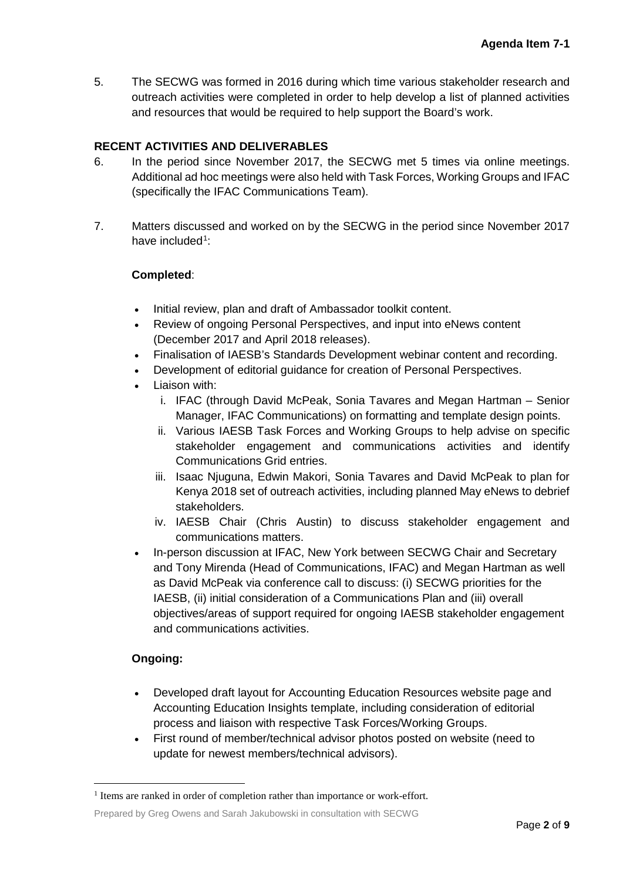5. The SECWG was formed in 2016 during which time various stakeholder research and outreach activities were completed in order to help develop a list of planned activities and resources that would be required to help support the Board's work.

### RECENT ACTIVITIES AND DELIVERABLES

6. In the period since November 2017, the SECWG met 5 times via online meetings. Additional ad hoc meetings were also held with Task Forces, Working Groups and IFAC (specifically the IFAC Communications Team).

7. Matters discussed and worked on by the SECWG in the period since November 2017 have included[1]:

**Completed**:

- Initial review, plan and draft of Ambassador toolkit content.
- Review of ongoing Personal Perspectives, and input into eNews content (December 2017 and April 2018 releases).
- Finalisation of IAESB's Standards Development webinar content and recording.
- Development of editorial guidance for creation of Personal Perspectives.
- Liaison with:
  - i. IFAC (through David McPeak, Sonia Tavares and Megan Hartman – Senior Manager, IFAC Communications) on formatting and template design points.
  - ii. Various IAESB Task Forces and Working Groups to help advise on specific stakeholder engagement and communications activities and identify Communications Grid entries.
  - iii. Isaac Njuguna, Edwin Makori, Sonia Tavares and David McPeak to plan for Kenya 2018 set of outreach activities, including planned May eNews to debrief stakeholders.
  - iv. IAESB Chair (Chris Austin) to discuss stakeholder engagement and communications matters.
- In-person discussion at IFAC, New York between SECWG Chair and Secretary and Tony Mirenda (Head of Communications, IFAC) and Megan Hartman as well as David McPeak via conference call to discuss: (i) SECWG priorities for the IAESB, (ii) initial consideration of a Communications Plan and (iii) overall objectives/areas of support required for ongoing IAESB stakeholder engagement and communications activities.

**Ongoing:**

- Developed draft layout for Accounting Education Resources website page and Accounting Education Insights template, including consideration of editorial process and liaison with respective Task Forces/Working Groups.
- First round of member/technical advisor photos posted on website (need to update for newest members/technical advisors).

[1] Items are ranked in order of completion rather than importance or work-effort.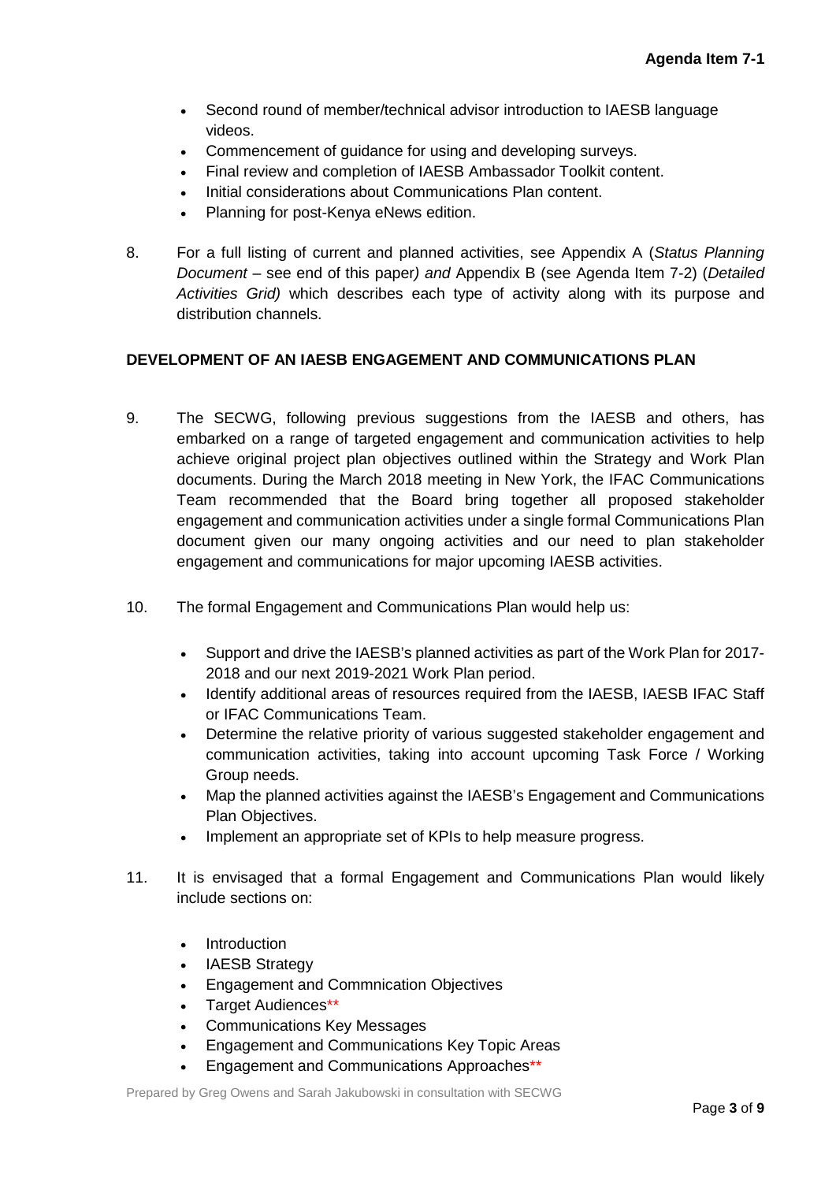- Second round of member/technical advisor introduction to IAESB language videos.
- Commencement of guidance for using and developing surveys.
- Final review and completion of IAESB Ambassador Toolkit content.
- Initial considerations about Communications Plan content.
- Planning for post-Kenya eNews edition.

8. For a full listing of current and planned activities, see Appendix A (*Status Planning Document* – see end of this paper*) and* Appendix B (see Agenda Item 7-2) (*Detailed Activities Grid)* which describes each type of activity along with its purpose and distribution channels.

## DEVELOPMENT OF AN IAESB ENGAGEMENT AND COMMUNICATIONS PLAN

9. The SECWG, following previous suggestions from the IAESB and others, has embarked on a range of targeted engagement and communication activities to help achieve original project plan objectives outlined within the Strategy and Work Plan documents. During the March 2018 meeting in New York, the IFAC Communications Team recommended that the Board bring together all proposed stakeholder engagement and communication activities under a single formal Communications Plan document given our many ongoing activities and our need to plan stakeholder engagement and communications for major upcoming IAESB activities.

10. The formal Engagement and Communications Plan would help us:

    - Support and drive the IAESB's planned activities as part of the Work Plan for 2017-2018 and our next 2019-2021 Work Plan period.
    - Identify additional areas of resources required from the IAESB, IAESB IFAC Staff or IFAC Communications Team.
    - Determine the relative priority of various suggested stakeholder engagement and communication activities, taking into account upcoming Task Force / Working Group needs.
    - Map the planned activities against the IAESB's Engagement and Communications Plan Objectives.
    - Implement an appropriate set of KPIs to help measure progress.

11. It is envisaged that a formal Engagement and Communications Plan would likely include sections on:

    - Introduction
    - IAESB Strategy
    - Engagement and Commnication Objectives
    - Target Audiences**
    - Communications Key Messages
    - Engagement and Communications Key Topic Areas
    - Engagement and Communications Approaches**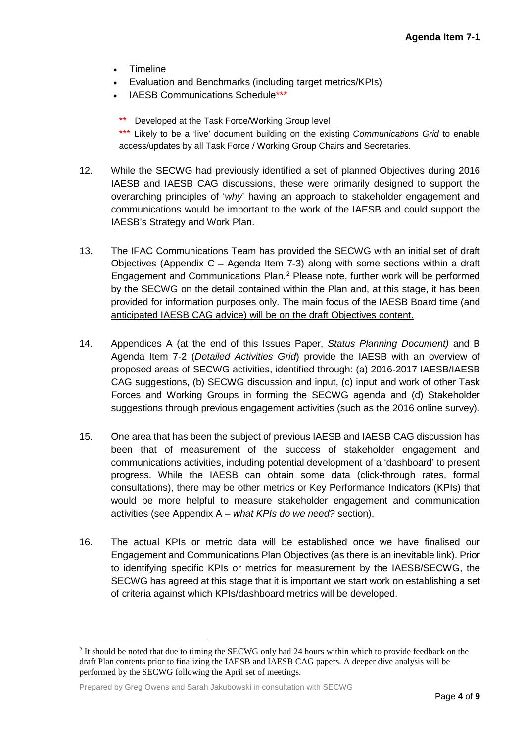- Timeline
- Evaluation and Benchmarks (including target metrics/KPIs)
- IESB Communications Schedule***

** Developed at the Task Force/Working Group level

*** Likely to be a 'live' document building on the existing *Communications Grid* to enable access/updates by all Task Force / Working Group Chairs and Secretaries.

12. While the SECWG had previously identified a set of planned Objectives during 2016 IAESB and IAESB CAG discussions, these were primarily designed to support the overarching principles of '*why*' having an approach to stakeholder engagement and communications would be important to the work of the IAESB and could support the IAESB's Strategy and Work Plan.

13. The IFAC Communications Team has provided the SECWG with an initial set of draft Objectives (Appendix C – Agenda Item 7-3) along with some sections within a draft Engagement and Communications Plan.[2] Please note, <u>further work will be performed by the SECWG on the detail contained within the Plan and, at this stage, it has been provided for information purposes only. The main focus of the IAESB Board time (and anticipated IAESB CAG advice) will be on the draft Objectives content.</u>

14. Appendices A (at the end of this Issues Paper, *Status Planning Document)* and B Agenda Item 7-2 (*Detailed Activities Grid*) provide the IAESB with an overview of proposed areas of SECWG activities, identified through: (a) 2016-2017 IAESB/IAESB CAG suggestions, (b) SECWG discussion and input, (c) input and work of other Task Forces and Working Groups in forming the SECWG agenda and (d) Stakeholder suggestions through previous engagement activities (such as the 2016 online survey).

15. One area that has been the subject of previous IAESB and IAESB CAG discussion has been that of measurement of the success of stakeholder engagement and communications activities, including potential development of a 'dashboard' to present progress. While the IAESB can obtain some data (click-through rates, formal consultations), there may be other metrics or Key Performance Indicators (KPIs) that would be more helpful to measure stakeholder engagement and communication activities (see Appendix A – *what KPIs do we need?* section).

16. The actual KPIs or metric data will be established once we have finalised our Engagement and Communications Plan Objectives (as there is an inevitable link). Prior to identifying specific KPIs or metrics for measurement by the IAESB/SECWG, the SECWG has agreed at this stage that it is important we start work on establishing a set of criteria against which KPIs/dashboard metrics will be developed.

[2] It should be noted that due to timing the SECWG only had 24 hours within which to provide feedback on the draft Plan contents prior to finalizing the IAESB and IAESB CAG papers. A deeper dive analysis will be performed by the SECWG following the April set of meetings.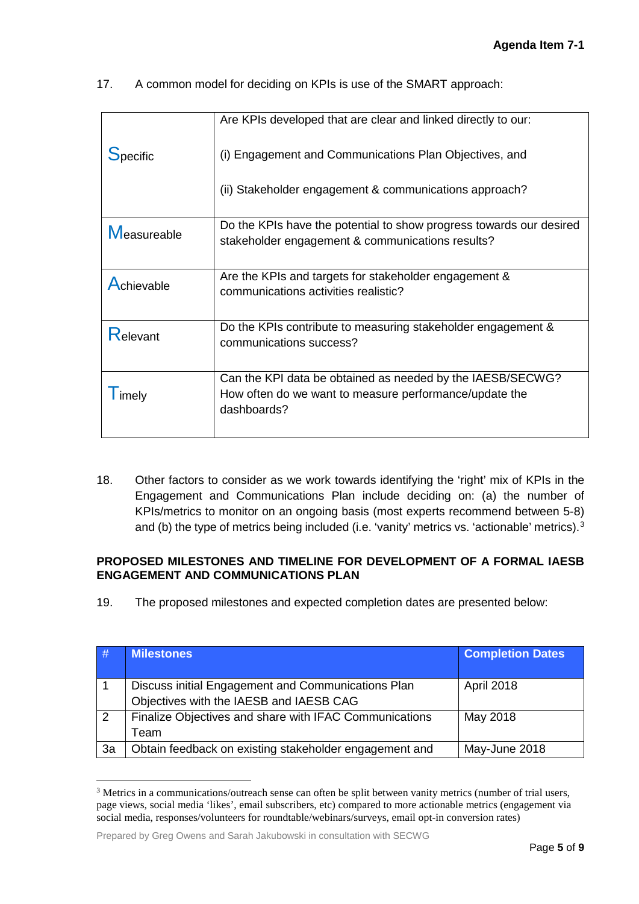17. A common model for deciding on KPIs is use of the SMART approach:

| | |
|---|---|
| Specific | Are KPIs developed that are clear and linked directly to our:<br><br>(i) Engagement and Communications Plan Objectives, and<br><br>(ii) Stakeholder engagement & communications approach? |
| Measureable | Do the KPIs have the potential to show progress towards our desired stakeholder engagement & communications results? |
| Achievable | Are the KPIs and targets for stakeholder engagement & communications activities realistic? |
| Relevant | Do the KPIs contribute to measuring stakeholder engagement & communications success? |
| Timely | Can the KPI data be obtained as needed by the IAESB/SECWG? How often do we want to measure performance/update the dashboards? |

18. Other factors to consider as we work towards identifying the 'right' mix of KPIs in the Engagement and Communications Plan include deciding on: (a) the number of KPIs/metrics to monitor on an ongoing basis (most experts recommend between 5-8) and (b) the type of metrics being included (i.e. 'vanity' metrics vs. 'actionable' metrics).[3]

**PROPOSED MILESTONES AND TIMELINE FOR DEVELOPMENT OF A FORMAL IAESB ENGAGEMENT AND COMMUNICATIONS PLAN**

19. The proposed milestones and expected completion dates are presented below:

| # | Milestones | Completion Dates |
|---|---|---|
| 1 | Discuss initial Engagement and Communications Plan Objectives with the IAESB and IAESB CAG | April 2018 |
| 2 | Finalize Objectives and share with IFAC Communications Team | May 2018 |
| 3a | Obtain feedback on existing stakeholder engagement and | May-June 2018 |

[3] Metrics in a communications/outreach sense can often be split between vanity metrics (number of trial users, page views, social media 'likes', email subscribers, etc) compared to more actionable metrics (engagement via social media, responses/volunteers for roundtable/webinars/surveys, email opt-in conversion rates)

Prepared by Greg Owens and Sarah Jakubowski in consultation with SECWG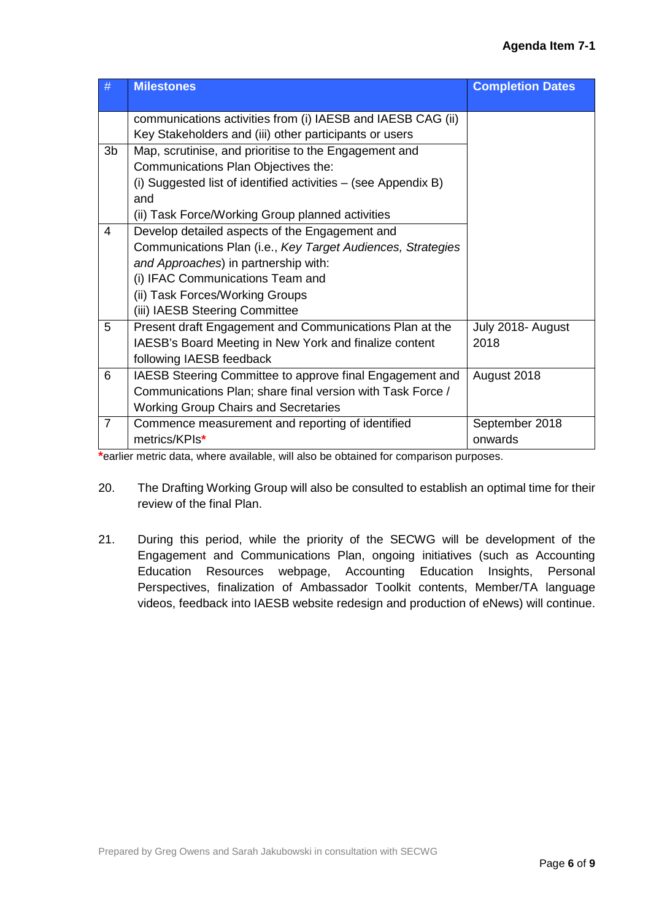| # | Milestones | Completion Dates |
|---|---|---|
| | communications activities from (i) IAESB and IAESB CAG (ii) Key Stakeholders and (iii) other participants or users | |
| 3b | Map, scrutinise, and prioritise to the Engagement and Communications Plan Objectives the:<br>(i) Suggested list of identified activities – (see Appendix B) and<br>(ii) Task Force/Working Group planned activities | |
| 4 | Develop detailed aspects of the Engagement and Communications Plan (i.e., *Key Target Audiences, Strategies and Approaches*) in partnership with:<br>(i) IFAC Communications Team and<br>(ii) Task Forces/Working Groups<br>(iii) IAESB Steering Committee | |
| 5 | Present draft Engagement and Communications Plan at the IAESB's Board Meeting in New York and finalize content following IAESB feedback | July 2018- August 2018 |
| 6 | IAESB Steering Committee to approve final Engagement and Communications Plan; share final version with Task Force / Working Group Chairs and Secretaries | August 2018 |
| 7 | Commence measurement and reporting of identified metrics/KPIs* | September 2018 onwards |

*earlier metric data, where available, will also be obtained for comparison purposes.

20. The Drafting Working Group will also be consulted to establish an optimal time for their review of the final Plan.

21. During this period, while the priority of the SECWG will be development of the Engagement and Communications Plan, ongoing initiatives (such as Accounting Education Resources webpage, Accounting Education Insights, Personal Perspectives, finalization of Ambassador Toolkit contents, Member/TA language videos, feedback into IAESB website redesign and production of eNews) will continue.

Prepared by Greg Owens and Sarah Jakubowski in consultation with SECWG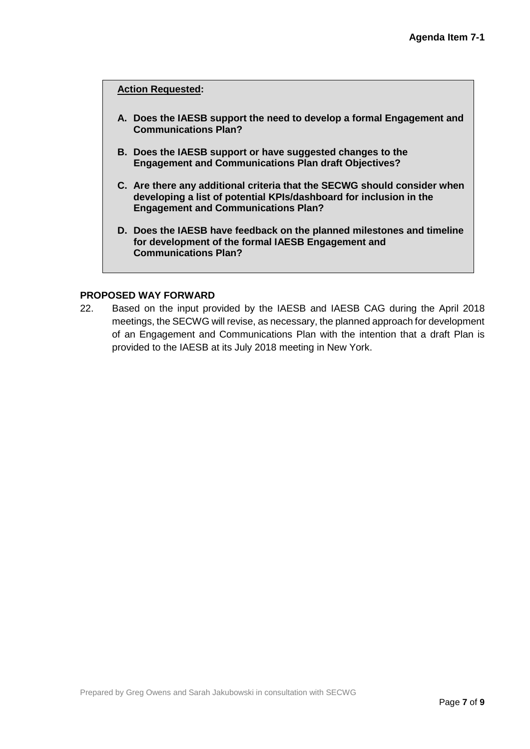**Action Requested:**

**A. Does the IAESB support the need to develop a formal Engagement and Communications Plan?**

**B. Does the IAESB support or have suggested changes to the Engagement and Communications Plan draft Objectives?**

**C. Are there any additional criteria that the SECWG should consider when developing a list of potential KPIs/dashboard for inclusion in the Engagement and Communications Plan?**

**D. Does the IAESB have feedback on the planned milestones and timeline for development of the formal IAESB Engagement and Communications Plan?**

## PROPOSED WAY FORWARD

22. Based on the input provided by the IAESB and IAESB CAG during the April 2018 meetings, the SECWG will revise, as necessary, the planned approach for development of an Engagement and Communications Plan with the intention that a draft Plan is provided to the IAESB at its July 2018 meeting in New York.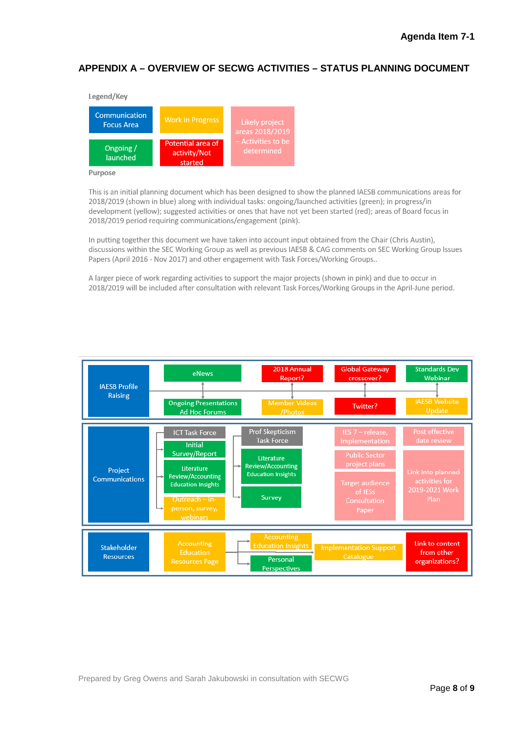# APPENDIX A – OVERVIEW OF SECWG ACTIVITIES – STATUS PLANNING DOCUMENT

**Legend/Key**

- Communication Focus Area
- Work in Progress
- Likely project areas 2018/2019 – Activities to be determined
- Ongoing / launched
- Potential area of activity/Not started

**Purpose**

This is an initial planning document which has been designed to show the planned IAESB communications areas for 2018/2019 (shown in blue) along with individual tasks: ongoing/launched activities (green); in progress/in development (yellow); suggested activities or ones that have not yet been started (red); areas of Board focus in 2018/2019 period requiring communications/engagement (pink).

In putting together this document we have taken into account input obtained from the Chair (Chris Austin), discussions within the SEC Working Group as well as previous IAESB & CAG comments on SEC Working Group Issues Papers (April 2016 - Nov 2017) and other engagement with Task Forces/Working Groups..

A larger piece of work regarding activities to support the major projects (shown in pink) and due to occur in 2018/2019 will be included after consultation with relevant Task Forces/Working Groups in the April-June period.

**IAESB Profile Raising**

- eNews
- Ongoing Presentations Ad Hoc Forums
- 2018 Annual Report?
- Member Videos /Photos
- Global Gateway crossover?
- Twitter?
- Standards Dev Webinar
- IAESB Website Update

**Project Communications**

- ICT Task Force
  - Initial Survey/Report
  - Literature Review/Accounting Education Insights
  - Outreach – in-person, survey, webinars
- Prof Skepticism Task Force
  - Literature Review/Accounting Education Insights
  - Survey
- IES 7 – release, implementation
- Public Sector project plans
- Target audience of IESs Consultation Paper
- Post effective date review
- Link into planned activities for 2019-2021 Work Plan

**Stakeholder Resources**

- Accounting Education Resources Page
  - Accounting Education Insights
  - Personal Perspectives
- Implementation Support Catalogue
- Link to content from other organizations?

Prepared by Greg Owens and Sarah Jakubowski in consultation with SECWG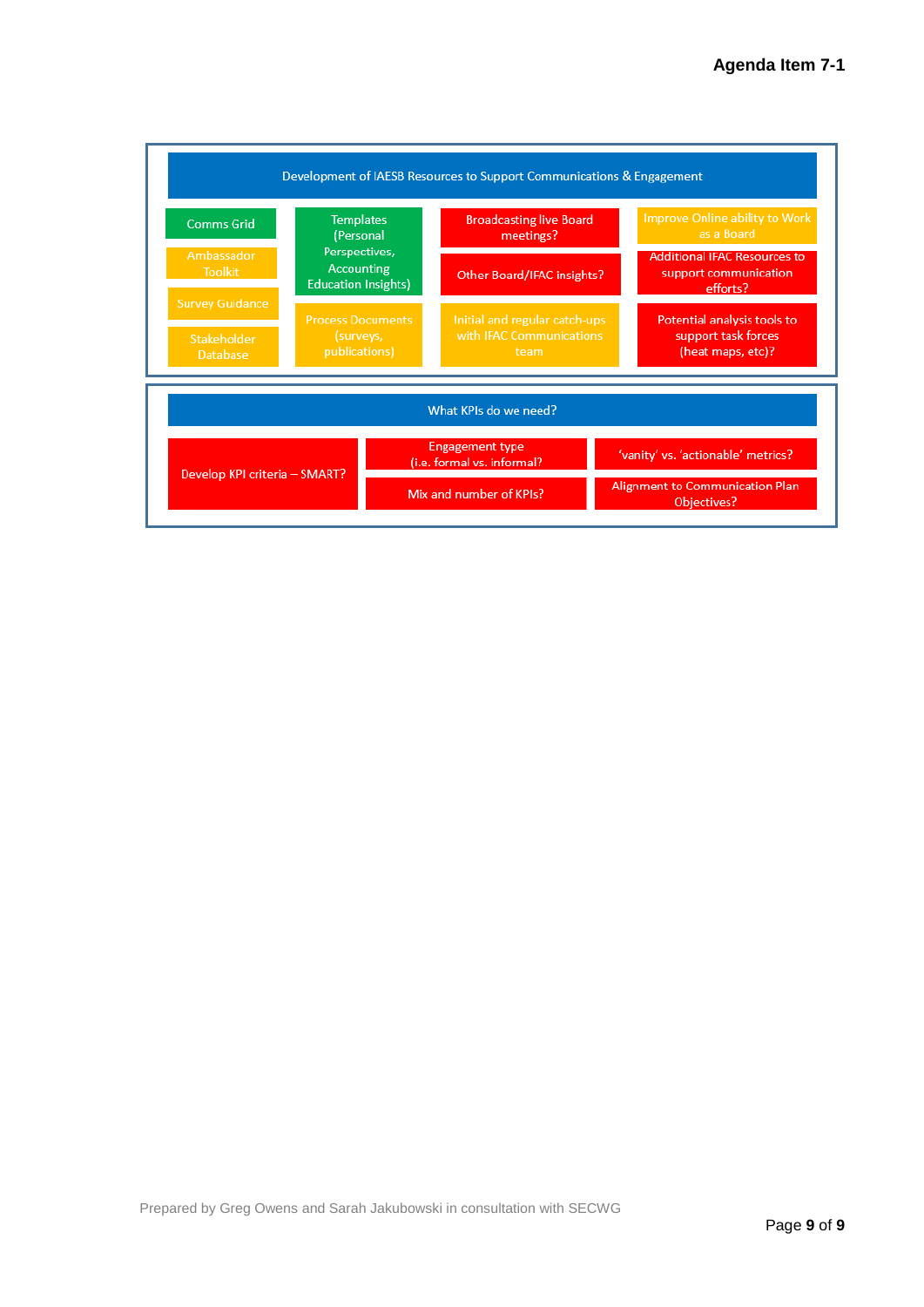Agenda Item 7-1

**Development of IAESB Resources to Support Communications & Engagement**

- Comms Grid
- Ambassador Toolkit
- Survey Guidance
- Stakeholder Database
- Templates (Personal Perspectives, Accounting Education Insights)
- Process Documents (surveys, publications)
- Broadcasting live Board meetings?
- Other Board/IFAC insights?
- Initial and regular catch-ups with IFAC Communications team
- Improve Online ability to Work as a Board
- Additional IFAC Resources to support communication efforts?
- Potential analysis tools to support task forces (heat maps, etc)?

**What KPIs do we need?**

- Develop KPI criteria – SMART?
- Engagement type (i.e. formal vs. informal?
- Mix and number of KPIs?
- 'vanity' vs. 'actionable' metrics?
- Alignment to Communication Plan Objectives?

Prepared by Greg Owens and Sarah Jakubowski in consultation with SECWG